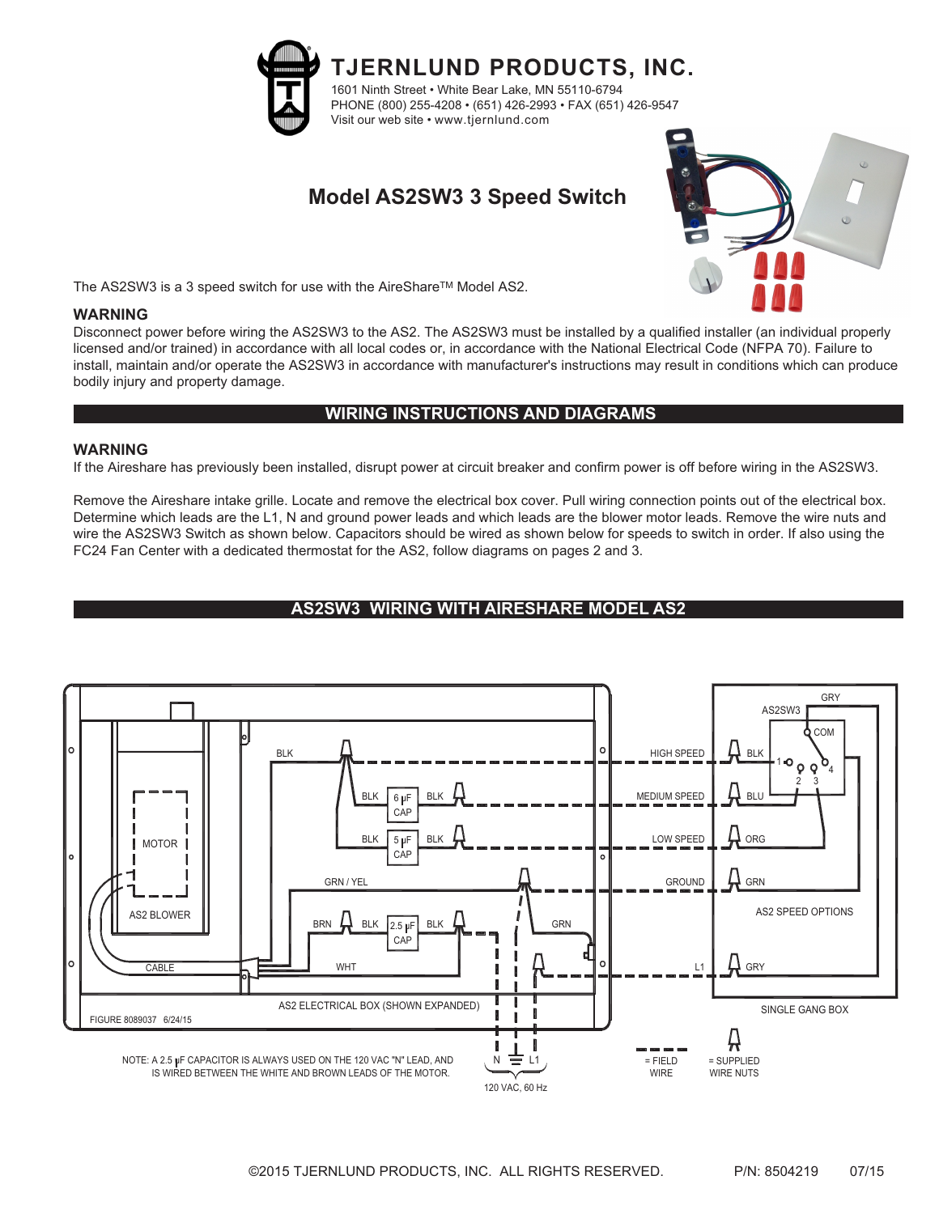# TJERNLUND PRODUCTS, INC.

1601 Ninth Street • White Bear Lake, MN 55110-6794
PHONE (800) 255-4208 • (651) 426-2993 • FAX (651) 426-9547
Visit our web site • www.tjernlund.com

## Model AS2SW3 3 Speed Switch

The AS2SW3 is a 3 speed switch for use with the AireShare™ Model AS2.

### WARNING

Disconnect power before wiring the AS2SW3 to the AS2. The AS2SW3 must be installed by a qualified installer (an individual properly licensed and/or trained) in accordance with all local codes or, in accordance with the National Electrical Code (NFPA 70). Failure to install, maintain and/or operate the AS2SW3 in accordance with manufacturer's instructions may result in conditions which can produce bodily injury and property damage.

## WIRING INSTRUCTIONS AND DIAGRAMS

### WARNING

If the Aireshare has previously been installed, disrupt power at circuit breaker and confirm power is off before wiring in the AS2SW3.

Remove the Aireshare intake grille. Locate and remove the electrical box cover. Pull wiring connection points out of the electrical box. Determine which leads are the L1, N and ground power leads and which leads are the blower motor leads. Remove the wire nuts and wire the AS2SW3 Switch as shown below. Capacitors should be wired as shown below for speeds to switch in order. If also using the FC24 Fan Center with a dedicated thermostat for the AS2, follow diagrams on pages 2 and 3.

## AS2SW3 WIRING WITH AIRESHARE MODEL AS2

MOTOR, AS2 BLOWER, CABLE, BLK, BLK, 6 μF CAP, BLK, BLK, 5 μF CAP, BLK, GRN / YEL, BRN, BLK, 2.5 μF CAP, BLK, GRN, WHT, AS2 ELECTRICAL BOX (SHOWN EXPANDED), FIGURE 8089037 6/24/15

HIGH SPEED, MEDIUM SPEED, LOW SPEED, GROUND, L1

AS2SW3, GRY, COM, 1, 2, 3, 4, BLK, BLU, ORG, GRN, AS2 SPEED OPTIONS, GRY, SINGLE GANG BOX

N, L1, 120 VAC, 60 Hz

= FIELD WIRE    = SUPPLIED WIRE NUTS

NOTE: A 2.5 μF CAPACITOR IS ALWAYS USED ON THE 120 VAC "N" LEAD, AND IS WIRED BETWEEN THE WHITE AND BROWN LEADS OF THE MOTOR.

©2015 TJERNLUND PRODUCTS, INC. ALL RIGHTS RESERVED. P/N: 8504219 07/15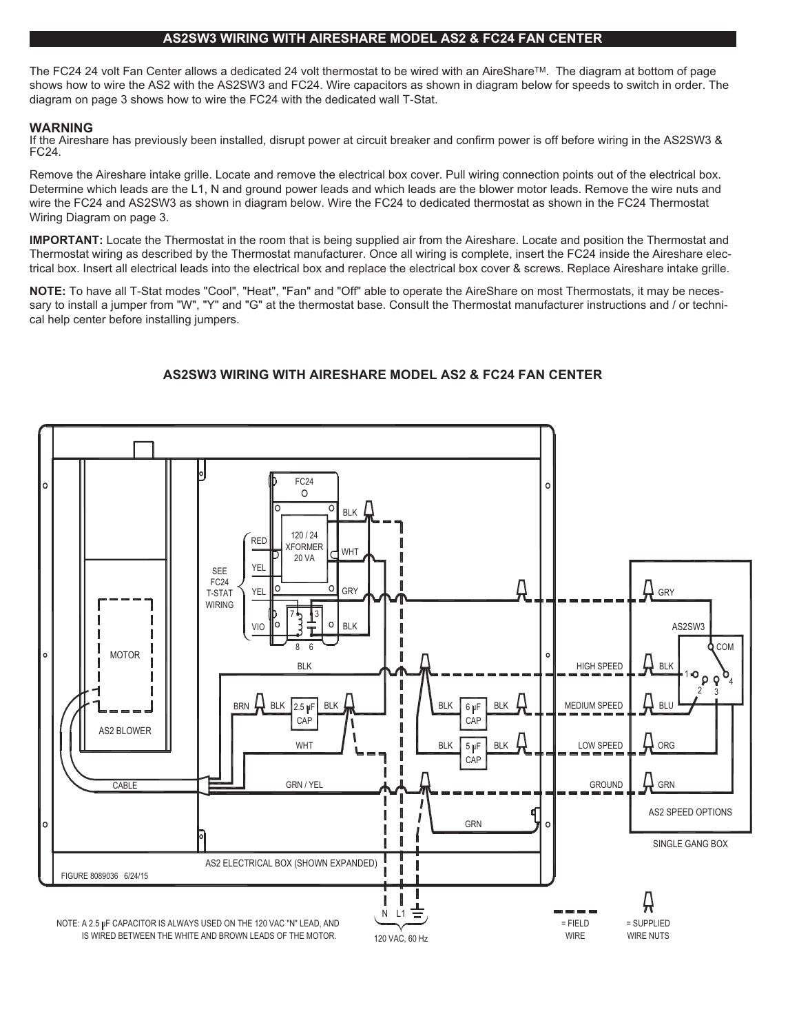## AS2SW3 WIRING WITH AIRESHARE MODEL AS2 & FC24 FAN CENTER

The FC24 24 volt Fan Center allows a dedicated 24 volt thermostat to be wired with an AireShare™. The diagram at bottom of page shows how to wire the AS2 with the AS2SW3 and FC24. Wire capacitors as shown in diagram below for speeds to switch in order. The diagram on page 3 shows how to wire the FC24 with the dedicated wall T-Stat.

### WARNING

If the Aireshare has previously been installed, disrupt power at circuit breaker and confirm power is off before wiring in the AS2SW3 & FC24.

Remove the Aireshare intake grille. Locate and remove the electrical box cover. Pull wiring connection points out of the electrical box. Determine which leads are the L1, N and ground power leads and which leads are the blower motor leads. Remove the wire nuts and wire the FC24 and AS2SW3 as shown in diagram below. Wire the FC24 to dedicated thermostat as shown in the FC24 Thermostat Wiring Diagram on page 3.

**IMPORTANT:** Locate the Thermostat in the room that is being supplied air from the Aireshare. Locate and position the Thermostat and Thermostat wiring as described by the Thermostat manufacturer. Once all wiring is complete, insert the FC24 inside the Aireshare electrical box. Insert all electrical leads into the electrical box and replace the electrical box cover & screws. Replace Aireshare intake grille.

**NOTE:** To have all T-Stat modes "Cool", "Heat", "Fan" and "Off" able to operate the AireShare on most Thermostats, it may be necessary to install a jumper from "W", "Y" and "G" at the thermostat base. Consult the Thermostat manufacturer instructions and / or technical help center before installing jumpers.

## AS2SW3 WIRING WITH AIRESHARE MODEL AS2 & FC24 FAN CENTER

FC24 — 120 / 24 XFORMER 20 VA — RED, YEL, YEL, VIO (SEE FC24 T-STAT WIRING) — BLK, WHT, GRY, BLK — 7, 3, 8, 6

MOTOR — AS2 BLOWER — CABLE — BRN, BLK, 2.5 µF CAP, BLK — WHT — GRN / YEL — BLK — GRN

BLK 6 µF CAP BLK — BLK 5 µF CAP BLK

AS2SW3 — GRY — COM — 1, 2, 3, 4 — HIGH SPEED BLK — MEDIUM SPEED BLU — LOW SPEED ORG — GROUND GRN — AS2 SPEED OPTIONS — SINGLE GANG BOX

AS2 ELECTRICAL BOX (SHOWN EXPANDED)

FIGURE 8089036 6/24/15

N L1 — 120 VAC, 60 Hz

= FIELD WIRE — = SUPPLIED WIRE NUTS

NOTE: A 2.5 µF CAPACITOR IS ALWAYS USED ON THE 120 VAC "N" LEAD, AND IS WIRED BETWEEN THE WHITE AND BROWN LEADS OF THE MOTOR.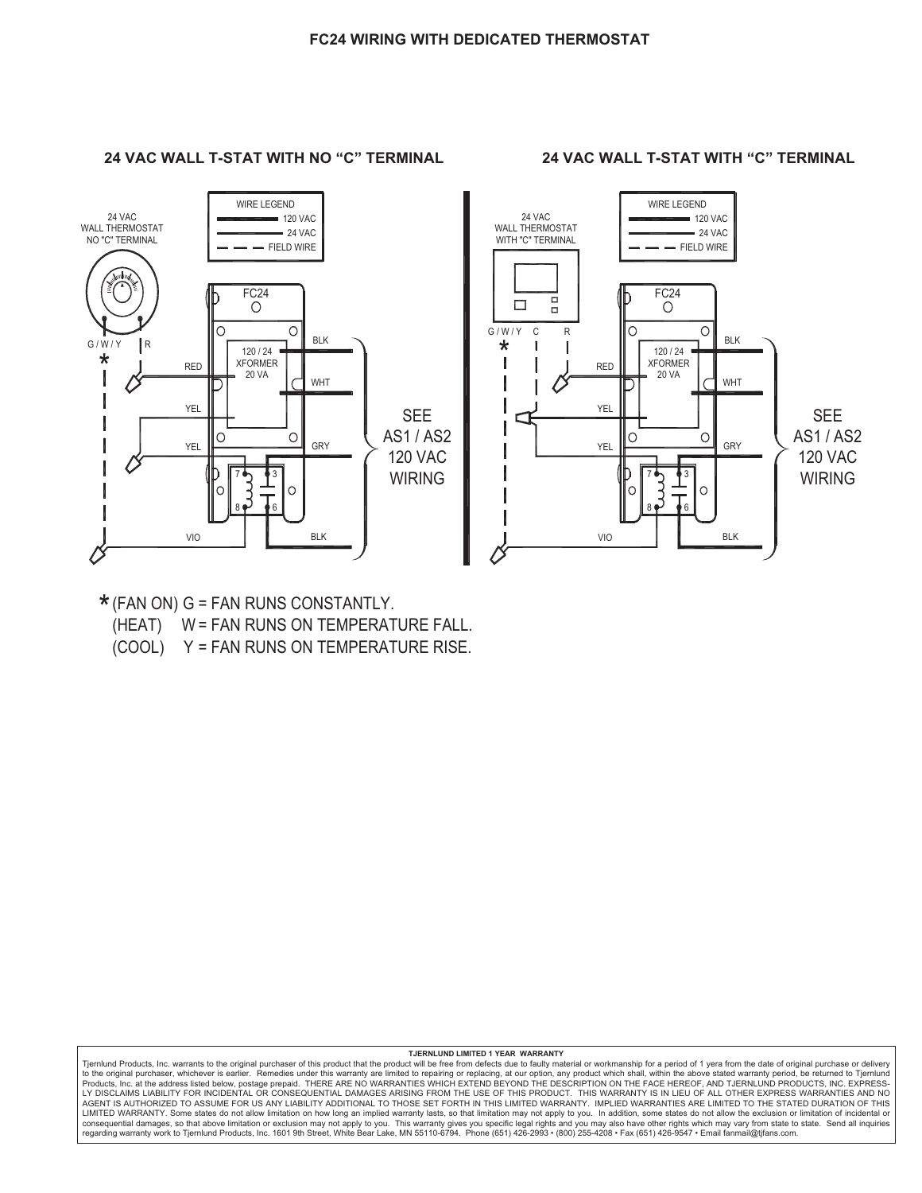# FC24 WIRING WITH DEDICATED THERMOSTAT

## 24 VAC WALL T-STAT WITH NO "C" TERMINAL

WIRE LEGEND
120 VAC
24 VAC
FIELD WIRE

24 VAC
WALL THERMOSTAT
NO "C" TERMINAL

G / W / Y
R
*

FC24
120 / 24
XFORMER
20 VA

RED
YEL
YEL
VIO
BLK
WHT
GRY
BLK

7
3
8
6

SEE
AS1 / AS2
120 VAC
WIRING

## 24 VAC WALL T-STAT WITH "C" TERMINAL

WIRE LEGEND
120 VAC
24 VAC
FIELD WIRE

24 VAC
WALL THERMOSTAT
WITH "C" TERMINAL

G / W / Y
C
R
*

FC24
120 / 24
XFORMER
20 VA

RED
YEL
YEL
VIO
BLK
WHT
GRY
BLK

7
3
8
6

SEE
AS1 / AS2
120 VAC
WIRING

\* (FAN ON) G = FAN RUNS CONSTANTLY.
(HEAT) W = FAN RUNS ON TEMPERATURE FALL.
(COOL) Y = FAN RUNS ON TEMPERATURE RISE.

**TJERNLUND LIMITED 1 YEAR WARRANTY**

Tjernlund Products, Inc. warrants to the original purchaser of this product that the product will be free from defects due to faulty material or workmanship for a period of 1 yera from the date of original purchase or delivery to the original purchaser, whichever is earlier. Remedies under this warranty are limited to repairing or replacing, at our option, any product which shall, within the above stated warranty period, be returned to Tjernlund Products, Inc. at the address listed below, postage prepaid. THERE ARE NO WARRANTIES WHICH EXTEND BEYOND THE DESCRIPTION ON THE FACE HEREOF, AND TJERNLUND PRODUCTS, INC. EXPRESSLY DISCLAIMS LIABILITY FOR INCIDENTAL OR CONSEQUENTIAL DAMAGES ARISING FROM THE USE OF THIS PRODUCT. THIS WARRANTY IS IN LIEU OF ALL OTHER EXPRESS WARRANTIES AND NO AGENT IS AUTHORIZED TO ASSUME FOR US ANY LIABILITY ADDITIONAL TO THOSE SET FORTH IN THIS LIMITED WARRANTY. IMPLIED WARRANTIES ARE LIMITED TO THE STATED DURATION OF THIS LIMITED WARRANTY. Some states do not allow limitation on how long an implied warranty lasts, so that limitation may not apply to you. In addition, some states do not allow the exclusion or limitation of incidental or consequential damages, so that above limitation or exclusion may not apply to you. This warranty gives you specific legal rights and you may also have other rights which may vary from state to state. Send all inquiries regarding warranty work to Tjernlund Products, Inc. 1601 9th Street, White Bear Lake, MN 55110-6794. Phone (651) 426-2993 • (800) 255-4208 • Fax (651) 426-9547 • Email fanmail@tjfans.com.